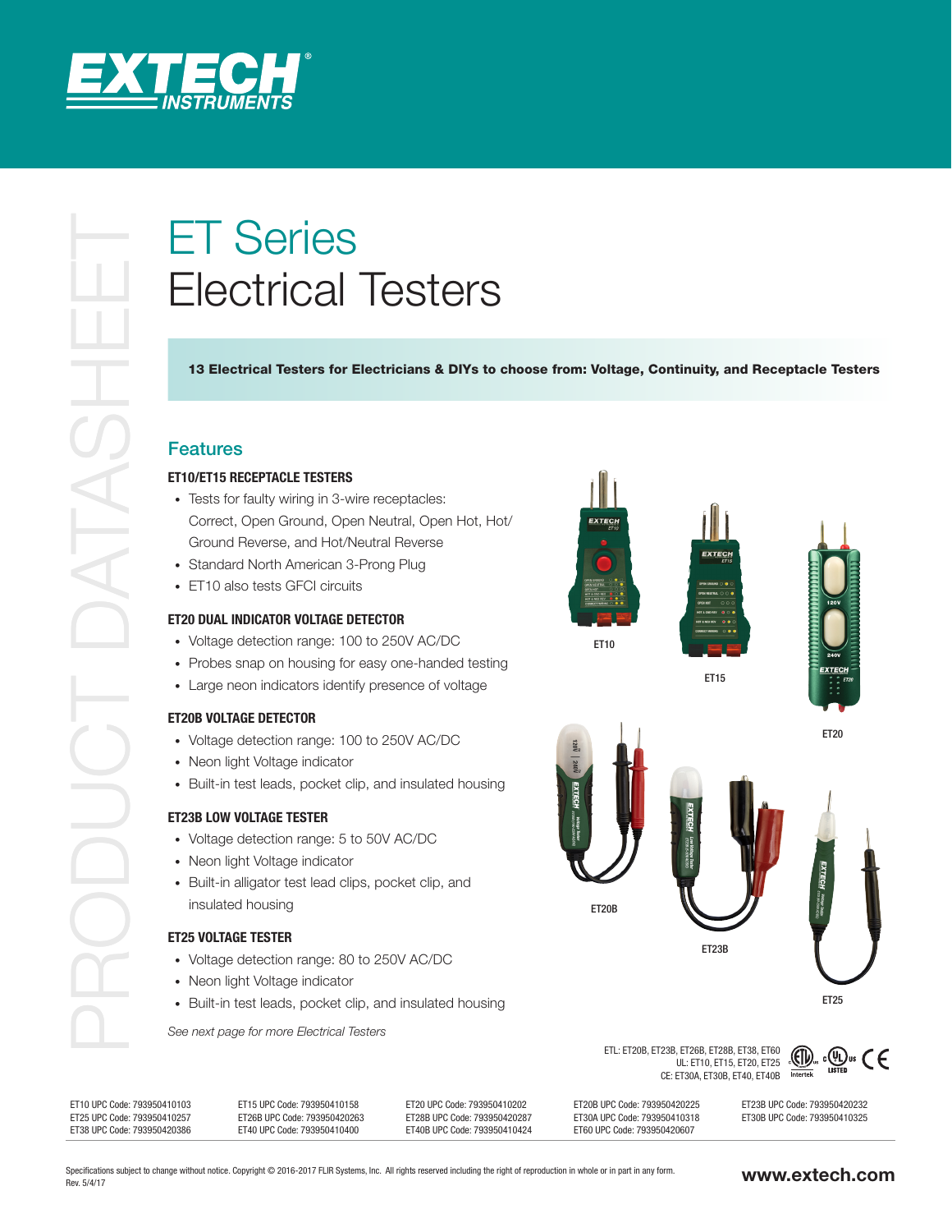# ET Series Electrical Testers

**13 Electrical Testers for Electricians & DIYs to choose from: Voltage, Continuity, and Receptacle Testers**

## Features

### ET10/ET15 RECEPTACLE TESTERS

- Tests for faulty wiring in 3-wire receptacles: Correct, Open Ground, Open Neutral, Open Hot, Hot/Ground Reverse, and Hot/Neutral Reverse
- Standard North American 3-Prong Plug
- ET10 also tests GFCI circuits

### ET20 DUAL INDICATOR VOLTAGE DETECTOR

- Voltage detection range: 100 to 250V AC/DC
- Probes snap on housing for easy one-handed testing
- Large neon indicators identify presence of voltage

### ET20B VOLTAGE DETECTOR

- Voltage detection range: 100 to 250V AC/DC
- Neon light Voltage indicator
- Built-in test leads, pocket clip, and insulated housing

### ET23B LOW VOLTAGE TESTER

- Voltage detection range: 5 to 50V AC/DC
- Neon light Voltage indicator
- Built-in alligator test lead clips, pocket clip, and insulated housing

### ET25 VOLTAGE TESTER

- Voltage detection range: 80 to 250V AC/DC
- Neon light Voltage indicator
- Built-in test leads, pocket clip, and insulated housing

*See next page for more Electrical Testers*

ET10

ET15

ET20

ET20B

ET23B

ET25

ETL: ET20B, ET23B, ET26B, ET28B, ET38, ET60
UL: ET10, ET15, ET20, ET25
CE: ET30A, ET30B, ET40, ET40B

ET10 UPC Code: 793950410103
ET25 UPC Code: 793950410257
ET38 UPC Code: 793950420386
ET15 UPC Code: 793950410158
ET26B UPC Code: 793950420263
ET40 UPC Code: 793950410400
ET20 UPC Code: 793950410202
ET28B UPC Code: 793950420287
ET40B UPC Code: 793950410424
ET20B UPC Code: 793950420225
ET30A UPC Code: 793950410318
ET60 UPC Code: 793950420607
ET23B UPC Code: 793950420232
ET30B UPC Code: 793950410325

Specifications subject to change without notice. Copyright © 2016-2017 FLIR Systems, Inc. All rights reserved including the right of reproduction in whole or in part in any form.
Rev. 5/4/17

www.extech.com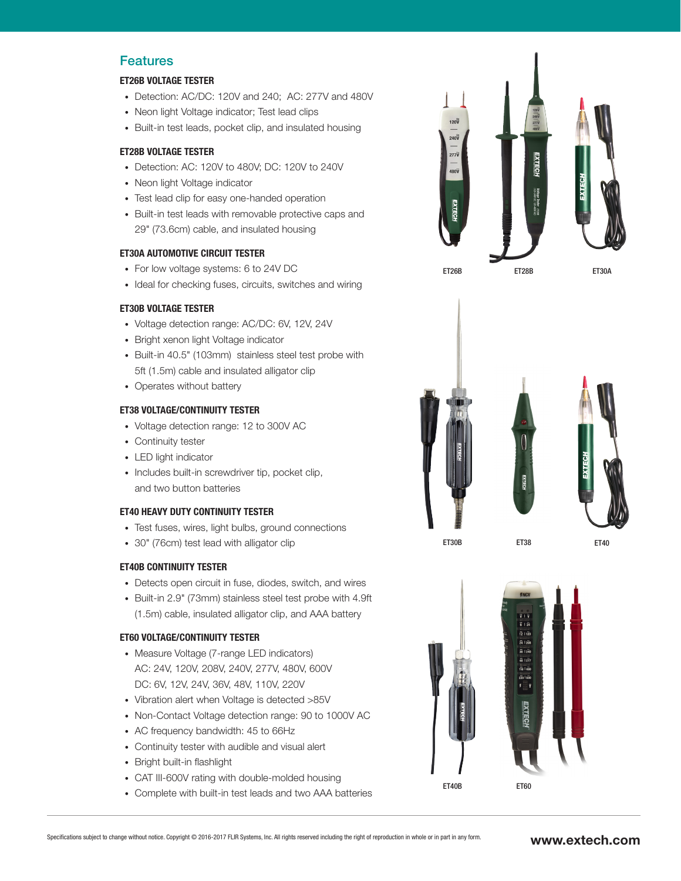## Features

### ET26B VOLTAGE TESTER

- Detection: AC/DC: 120V and 240; AC: 277V and 480V
- Neon light Voltage indicator; Test lead clips
- Built-in test leads, pocket clip, and insulated housing

### ET28B VOLTAGE TESTER

- Detection: AC: 120V to 480V; DC: 120V to 240V
- Neon light Voltage indicator
- Test lead clip for easy one-handed operation
- Built-in test leads with removable protective caps and 29" (73.6cm) cable, and insulated housing

### ET30A AUTOMOTIVE CIRCUIT TESTER

- For low voltage systems: 6 to 24V DC
- Ideal for checking fuses, circuits, switches and wiring

### ET30B VOLTAGE TESTER

- Voltage detection range: AC/DC: 6V, 12V, 24V
- Bright xenon light Voltage indicator
- Built-in 40.5" (103mm) stainless steel test probe with 5ft (1.5m) cable and insulated alligator clip
- Operates without battery

### ET38 VOLTAGE/CONTINUITY TESTER

- Voltage detection range: 12 to 300V AC
- Continuity tester
- LED light indicator
- Includes built-in screwdriver tip, pocket clip, and two button batteries

### ET40 HEAVY DUTY CONTINUITY TESTER

- Test fuses, wires, light bulbs, ground connections
- 30" (76cm) test lead with alligator clip

### ET40B CONTINUITY TESTER

- Detects open circuit in fuse, diodes, switch, and wires
- Built-in 2.9" (73mm) stainless steel test probe with 4.9ft (1.5m) cable, insulated alligator clip, and AAA battery

### ET60 VOLTAGE/CONTINUITY TESTER

- Measure Voltage (7-range LED indicators)
  AC: 24V, 120V, 208V, 240V, 277V, 480V, 600V
  DC: 6V, 12V, 24V, 36V, 48V, 110V, 220V
- Vibration alert when Voltage is detected >85V
- Non-Contact Voltage detection range: 90 to 1000V AC
- AC frequency bandwidth: 45 to 66Hz
- Continuity tester with audible and visual alert
- Bright built-in flashlight
- CAT III-600V rating with double-molded housing
- Complete with built-in test leads and two AAA batteries

ET26B ET28B ET30A

ET30B ET38 ET40

ET40B ET60

Specifications subject to change without notice. Copyright © 2016-2017 FLIR Systems, Inc. All rights reserved including the right of reproduction in whole or in part in any form.

www.extech.com